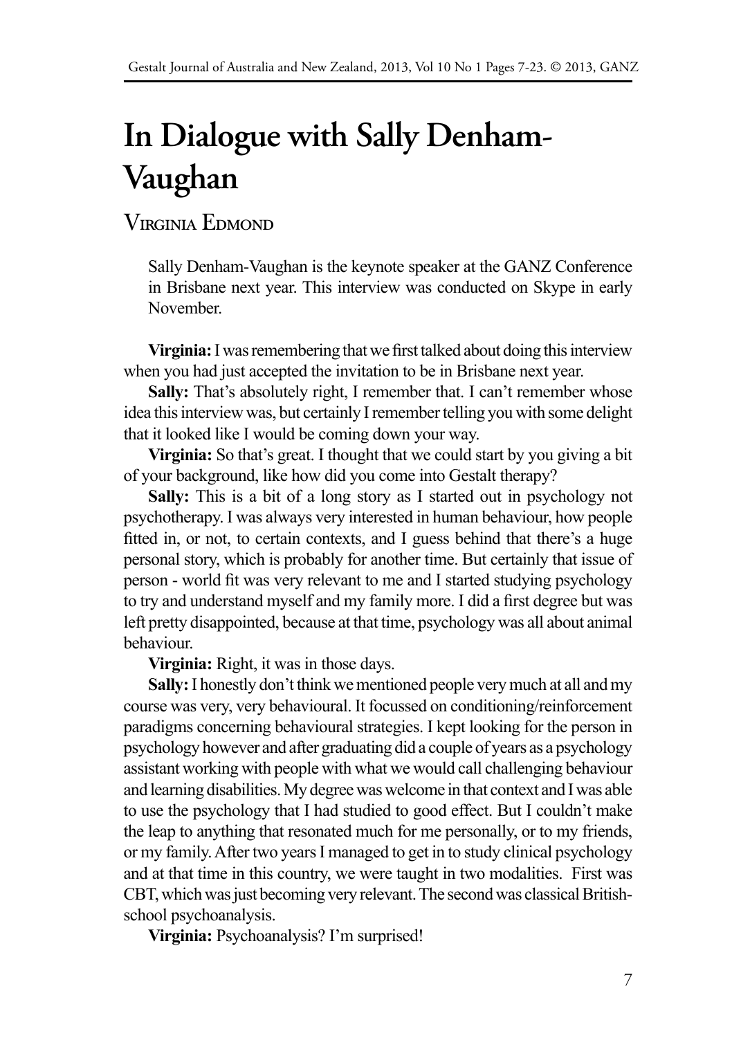# In Dialogue with Sally Denham-Vaughan

Virginia Edmond

Sally Denham-Vaughan is the keynote speaker at the GANZ Conference in Brisbane next year. This interview was conducted on Skype in early November.

**Virginia:** I was remembering that we first talked about doing this interview when you had just accepted the invitation to be in Brisbane next year.

**Sally:** That's absolutely right, I remember that. I can't remember whose idea this interview was, but certainly I remember telling you with some delight that it looked like I would be coming down your way.

**Virginia:** So that's great. I thought that we could start by you giving a bit of your background, like how did you come into Gestalt therapy?

**Sally:** This is a bit of a long story as I started out in psychology not psychotherapy. I was always very interested in human behaviour, how people fitted in, or not, to certain contexts, and I guess behind that there's a huge personal story, which is probably for another time. But certainly that issue of person - world fit was very relevant to me and I started studying psychology to try and understand myself and my family more. I did a first degree but was left pretty disappointed, because at that time, psychology was all about animal behaviour.

**Virginia:** Right, it was in those days.

**Sally:** I honestly don't think we mentioned people very much at all and my course was very, very behavioural. It focussed on conditioning/reinforcement paradigms concerning behavioural strategies. I kept looking for the person in psychology however and after graduating did a couple of years as a psychology assistant working with people with what we would call challenging behaviour and learning disabilities. My degree was welcome in that context and I was able to use the psychology that I had studied to good effect. But I couldn't make the leap to anything that resonated much for me personally, or to my friends, or my family. After two years I managed to get in to study clinical psychology and at that time in this country, we were taught in two modalities. First was CBT, which was just becoming very relevant. The second was classical British-school psychoanalysis.

**Virginia:** Psychoanalysis? I'm surprised!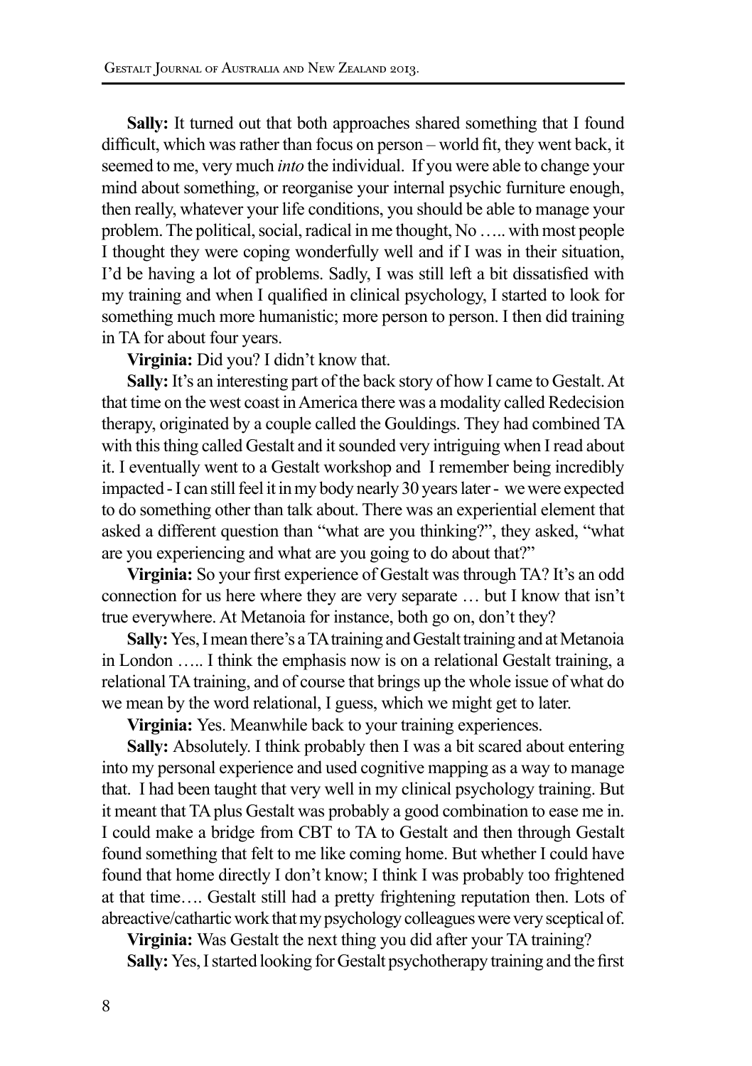**Sally:** It turned out that both approaches shared something that I found difficult, which was rather than focus on person – world fit, they went back, it seemed to me, very much *into* the individual. If you were able to change your mind about something, or reorganise your internal psychic furniture enough, then really, whatever your life conditions, you should be able to manage your problem. The political, social, radical in me thought, No ….. with most people I thought they were coping wonderfully well and if I was in their situation, I'd be having a lot of problems. Sadly, I was still left a bit dissatisfied with my training and when I qualified in clinical psychology, I started to look for something much more humanistic; more person to person. I then did training in TA for about four years.

**Virginia:** Did you? I didn't know that.

**Sally:** It's an interesting part of the back story of how I came to Gestalt. At that time on the west coast in America there was a modality called Redecision therapy, originated by a couple called the Gouldings. They had combined TA with this thing called Gestalt and it sounded very intriguing when I read about it. I eventually went to a Gestalt workshop and I remember being incredibly impacted - I can still feel it in my body nearly 30 years later - we were expected to do something other than talk about. There was an experiential element that asked a different question than "what are you thinking?", they asked, "what are you experiencing and what are you going to do about that?"

**Virginia:** So your first experience of Gestalt was through TA? It's an odd connection for us here where they are very separate … but I know that isn't true everywhere. At Metanoia for instance, both go on, don't they?

**Sally:** Yes, I mean there's a TA training and Gestalt training and at Metanoia in London ….. I think the emphasis now is on a relational Gestalt training, a relational TA training, and of course that brings up the whole issue of what do we mean by the word relational, I guess, which we might get to later.

**Virginia:** Yes. Meanwhile back to your training experiences.

**Sally:** Absolutely. I think probably then I was a bit scared about entering into my personal experience and used cognitive mapping as a way to manage that. I had been taught that very well in my clinical psychology training. But it meant that TA plus Gestalt was probably a good combination to ease me in. I could make a bridge from CBT to TA to Gestalt and then through Gestalt found something that felt to me like coming home. But whether I could have found that home directly I don't know; I think I was probably too frightened at that time…. Gestalt still had a pretty frightening reputation then. Lots of abreactive/cathartic work that my psychology colleagues were very sceptical of.

**Virginia:** Was Gestalt the next thing you did after your TA training?

**Sally:** Yes, I started looking for Gestalt psychotherapy training and the first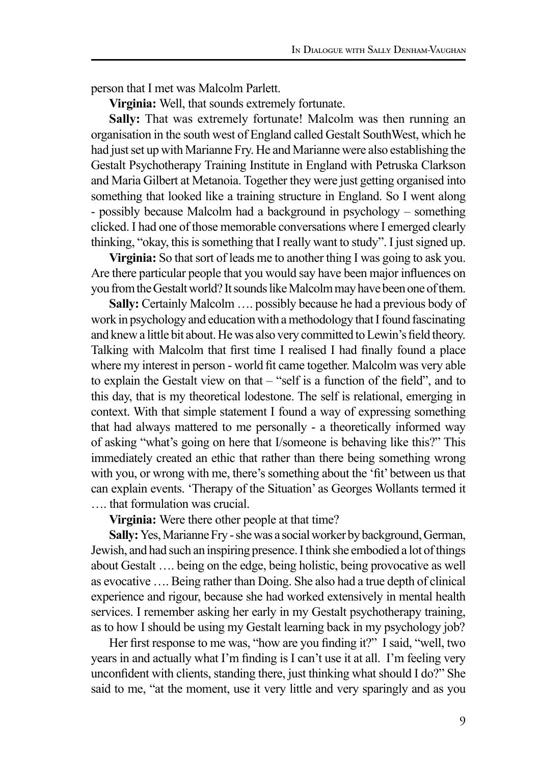person that I met was Malcolm Parlett.

**Virginia:** Well, that sounds extremely fortunate.

**Sally:** That was extremely fortunate! Malcolm was then running an organisation in the south west of England called Gestalt SouthWest, which he had just set up with Marianne Fry. He and Marianne were also establishing the Gestalt Psychotherapy Training Institute in England with Petruska Clarkson and Maria Gilbert at Metanoia. Together they were just getting organised into something that looked like a training structure in England. So I went along - possibly because Malcolm had a background in psychology – something clicked. I had one of those memorable conversations where I emerged clearly thinking, "okay, this is something that I really want to study". I just signed up.

**Virginia:** So that sort of leads me to another thing I was going to ask you. Are there particular people that you would say have been major influences on you from the Gestalt world? It sounds like Malcolm may have been one of them.

**Sally:** Certainly Malcolm …. possibly because he had a previous body of work in psychology and education with a methodology that I found fascinating and knew a little bit about. He was also very committed to Lewin's field theory. Talking with Malcolm that first time I realised I had finally found a place where my interest in person - world fit came together. Malcolm was very able to explain the Gestalt view on that – "self is a function of the field", and to this day, that is my theoretical lodestone. The self is relational, emerging in context. With that simple statement I found a way of expressing something that had always mattered to me personally - a theoretically informed way of asking "what's going on here that I/someone is behaving like this?" This immediately created an ethic that rather than there being something wrong with you, or wrong with me, there's something about the 'fit' between us that can explain events. 'Therapy of the Situation' as Georges Wollants termed it …. that formulation was crucial.

**Virginia:** Were there other people at that time?

**Sally:** Yes, Marianne Fry - she was a social worker by background, German, Jewish, and had such an inspiring presence. I think she embodied a lot of things about Gestalt …. being on the edge, being holistic, being provocative as well as evocative …. Being rather than Doing. She also had a true depth of clinical experience and rigour, because she had worked extensively in mental health services. I remember asking her early in my Gestalt psychotherapy training, as to how I should be using my Gestalt learning back in my psychology job?

Her first response to me was, "how are you finding it?" I said, "well, two years in and actually what I'm finding is I can't use it at all. I'm feeling very unconfident with clients, standing there, just thinking what should I do?" She said to me, "at the moment, use it very little and very sparingly and as you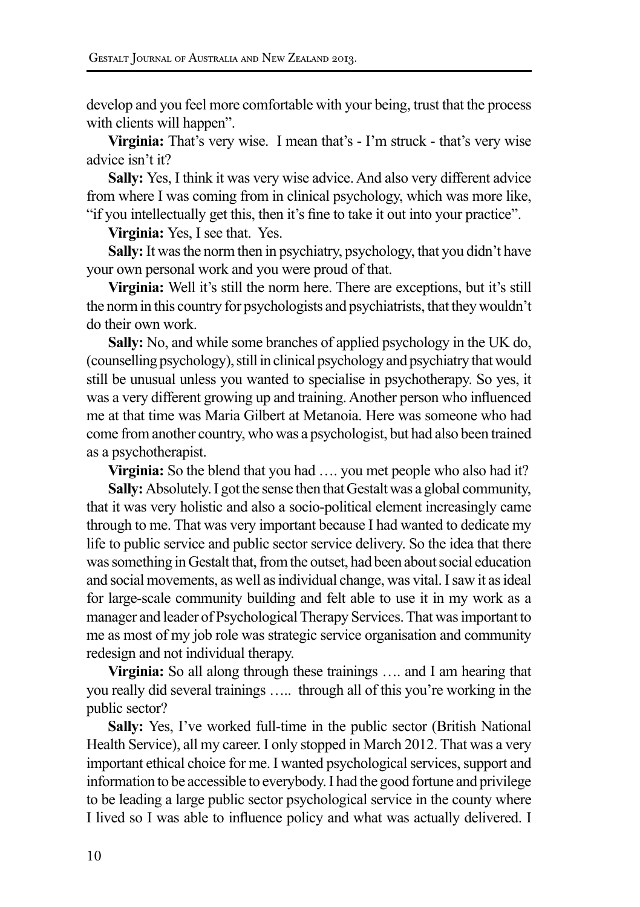develop and you feel more comfortable with your being, trust that the process with clients will happen".

**Virginia:** That's very wise. I mean that's - I'm struck - that's very wise advice isn't it?

**Sally:** Yes, I think it was very wise advice. And also very different advice from where I was coming from in clinical psychology, which was more like, "if you intellectually get this, then it's fine to take it out into your practice".

**Virginia:** Yes, I see that. Yes.

**Sally:** It was the norm then in psychiatry, psychology, that you didn't have your own personal work and you were proud of that.

**Virginia:** Well it's still the norm here. There are exceptions, but it's still the norm in this country for psychologists and psychiatrists, that they wouldn't do their own work.

**Sally:** No, and while some branches of applied psychology in the UK do, (counselling psychology), still in clinical psychology and psychiatry that would still be unusual unless you wanted to specialise in psychotherapy. So yes, it was a very different growing up and training. Another person who influenced me at that time was Maria Gilbert at Metanoia. Here was someone who had come from another country, who was a psychologist, but had also been trained as a psychotherapist.

**Virginia:** So the blend that you had …. you met people who also had it?

**Sally:** Absolutely. I got the sense then that Gestalt was a global community, that it was very holistic and also a socio-political element increasingly came through to me. That was very important because I had wanted to dedicate my life to public service and public sector service delivery. So the idea that there was something in Gestalt that, from the outset, had been about social education and social movements, as well as individual change, was vital. I saw it as ideal for large-scale community building and felt able to use it in my work as a manager and leader of Psychological Therapy Services. That was important to me as most of my job role was strategic service organisation and community redesign and not individual therapy.

**Virginia:** So all along through these trainings …. and I am hearing that you really did several trainings ….. through all of this you're working in the public sector?

**Sally:** Yes, I've worked full-time in the public sector (British National Health Service), all my career. I only stopped in March 2012. That was a very important ethical choice for me. I wanted psychological services, support and information to be accessible to everybody. I had the good fortune and privilege to be leading a large public sector psychological service in the county where I lived so I was able to influence policy and what was actually delivered. I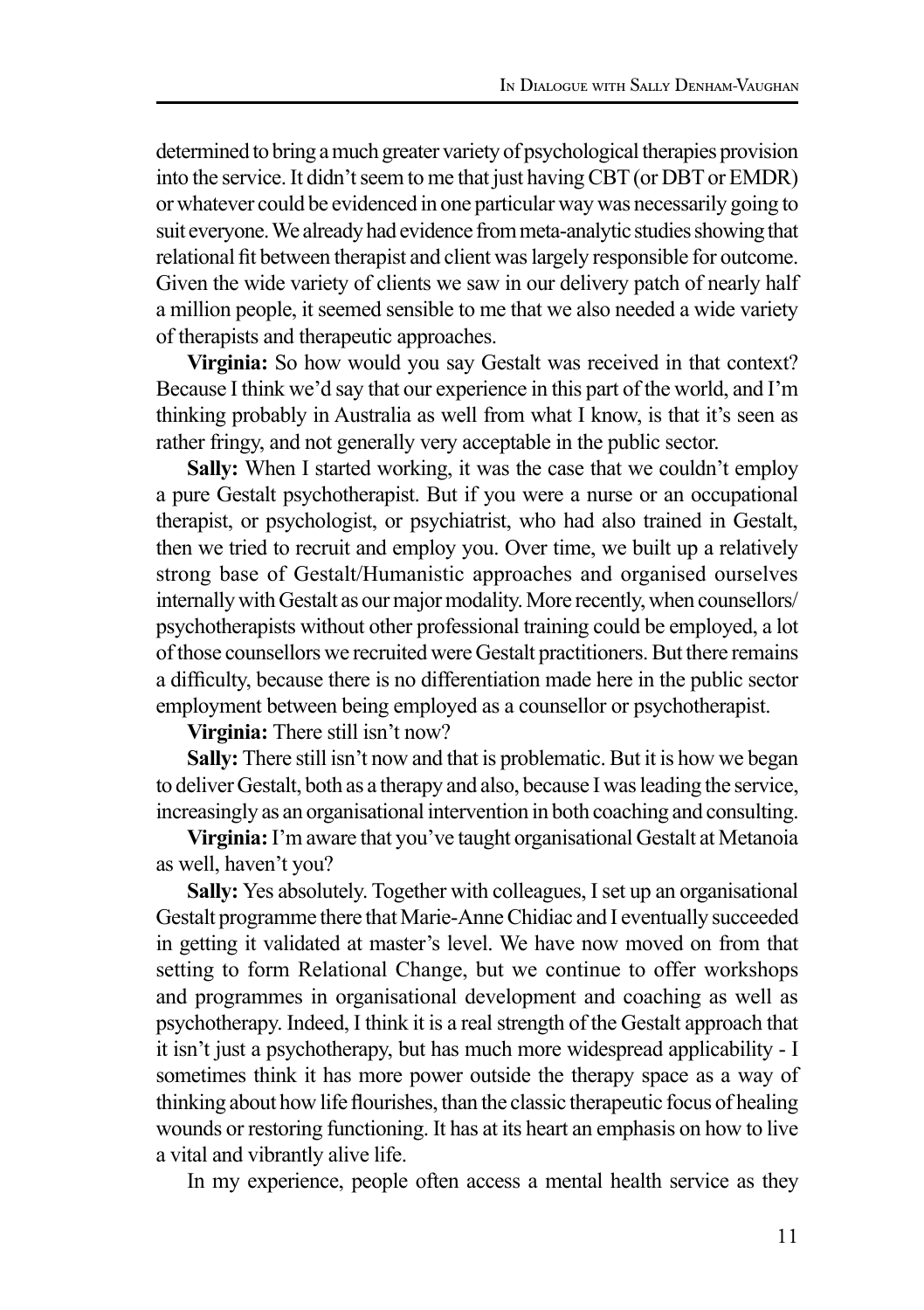determined to bring a much greater variety of psychological therapies provision into the service. It didn't seem to me that just having CBT (or DBT or EMDR) or whatever could be evidenced in one particular way was necessarily going to suit everyone. We already had evidence from meta-analytic studies showing that relational fit between therapist and client was largely responsible for outcome. Given the wide variety of clients we saw in our delivery patch of nearly half a million people, it seemed sensible to me that we also needed a wide variety of therapists and therapeutic approaches.

**Virginia:** So how would you say Gestalt was received in that context? Because I think we'd say that our experience in this part of the world, and I'm thinking probably in Australia as well from what I know, is that it's seen as rather fringy, and not generally very acceptable in the public sector.

**Sally:** When I started working, it was the case that we couldn't employ a pure Gestalt psychotherapist. But if you were a nurse or an occupational therapist, or psychologist, or psychiatrist, who had also trained in Gestalt, then we tried to recruit and employ you. Over time, we built up a relatively strong base of Gestalt/Humanistic approaches and organised ourselves internally with Gestalt as our major modality. More recently, when counsellors/psychotherapists without other professional training could be employed, a lot of those counsellors we recruited were Gestalt practitioners. But there remains a difficulty, because there is no differentiation made here in the public sector employment between being employed as a counsellor or psychotherapist.

**Virginia:** There still isn't now?

**Sally:** There still isn't now and that is problematic. But it is how we began to deliver Gestalt, both as a therapy and also, because I was leading the service, increasingly as an organisational intervention in both coaching and consulting.

**Virginia:** I'm aware that you've taught organisational Gestalt at Metanoia as well, haven't you?

**Sally:** Yes absolutely. Together with colleagues, I set up an organisational Gestalt programme there that Marie-Anne Chidiac and I eventually succeeded in getting it validated at master's level. We have now moved on from that setting to form Relational Change, but we continue to offer workshops and programmes in organisational development and coaching as well as psychotherapy. Indeed, I think it is a real strength of the Gestalt approach that it isn't just a psychotherapy, but has much more widespread applicability - I sometimes think it has more power outside the therapy space as a way of thinking about how life flourishes, than the classic therapeutic focus of healing wounds or restoring functioning. It has at its heart an emphasis on how to live a vital and vibrantly alive life.

In my experience, people often access a mental health service as they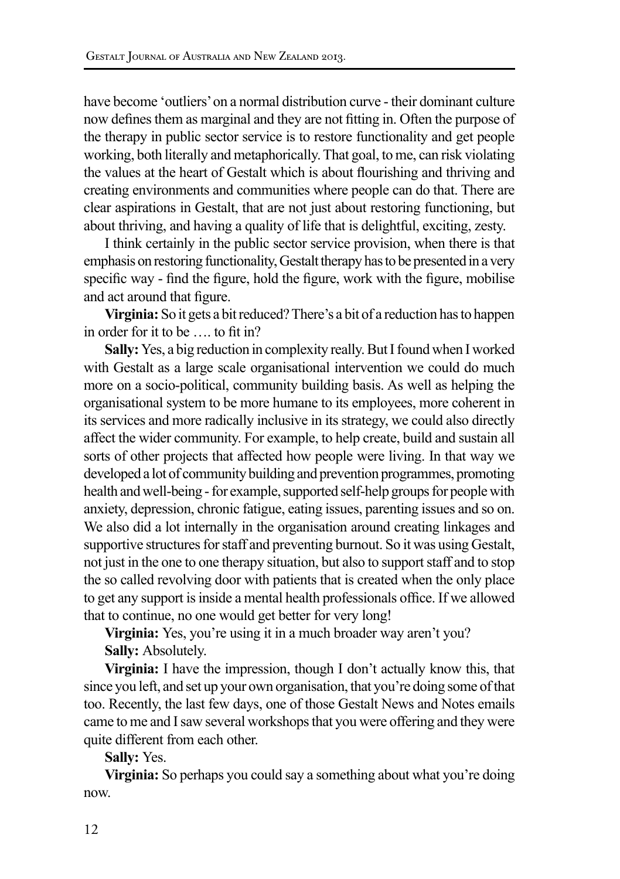have become 'outliers' on a normal distribution curve - their dominant culture now defines them as marginal and they are not fitting in. Often the purpose of the therapy in public sector service is to restore functionality and get people working, both literally and metaphorically. That goal, to me, can risk violating the values at the heart of Gestalt which is about flourishing and thriving and creating environments and communities where people can do that. There are clear aspirations in Gestalt, that are not just about restoring functioning, but about thriving, and having a quality of life that is delightful, exciting, zesty.

I think certainly in the public sector service provision, when there is that emphasis on restoring functionality, Gestalt therapy has to be presented in a very specific way - find the figure, hold the figure, work with the figure, mobilise and act around that figure.

**Virginia:** So it gets a bit reduced? There's a bit of a reduction has to happen in order for it to be …. to fit in?

**Sally:** Yes, a big reduction in complexity really. But I found when I worked with Gestalt as a large scale organisational intervention we could do much more on a socio-political, community building basis. As well as helping the organisational system to be more humane to its employees, more coherent in its services and more radically inclusive in its strategy, we could also directly affect the wider community. For example, to help create, build and sustain all sorts of other projects that affected how people were living. In that way we developed a lot of community building and prevention programmes, promoting health and well-being - for example, supported self-help groups for people with anxiety, depression, chronic fatigue, eating issues, parenting issues and so on. We also did a lot internally in the organisation around creating linkages and supportive structures for staff and preventing burnout. So it was using Gestalt, not just in the one to one therapy situation, but also to support staff and to stop the so called revolving door with patients that is created when the only place to get any support is inside a mental health professionals office. If we allowed that to continue, no one would get better for very long!

**Virginia:** Yes, you're using it in a much broader way aren't you?

**Sally:** Absolutely.

**Virginia:** I have the impression, though I don't actually know this, that since you left, and set up your own organisation, that you're doing some of that too. Recently, the last few days, one of those Gestalt News and Notes emails came to me and I saw several workshops that you were offering and they were quite different from each other.

**Sally:** Yes.

**Virginia:** So perhaps you could say a something about what you're doing now.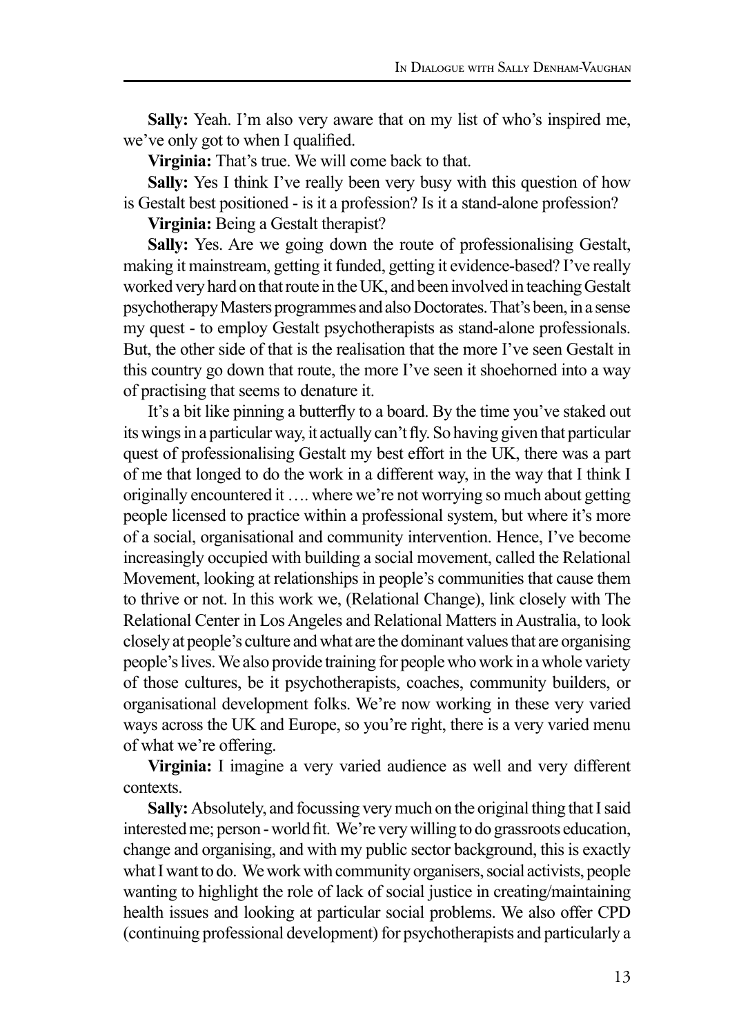**Sally:** Yeah. I'm also very aware that on my list of who's inspired me, we've only got to when I qualified.

**Virginia:** That's true. We will come back to that.

**Sally:** Yes I think I've really been very busy with this question of how is Gestalt best positioned - is it a profession? Is it a stand-alone profession?

**Virginia:** Being a Gestalt therapist?

**Sally:** Yes. Are we going down the route of professionalising Gestalt, making it mainstream, getting it funded, getting it evidence-based? I've really worked very hard on that route in the UK, and been involved in teaching Gestalt psychotherapy Masters programmes and also Doctorates. That's been, in a sense my quest - to employ Gestalt psychotherapists as stand-alone professionals. But, the other side of that is the realisation that the more I've seen Gestalt in this country go down that route, the more I've seen it shoehorned into a way of practising that seems to denature it.

It's a bit like pinning a butterfly to a board. By the time you've staked out its wings in a particular way, it actually can't fly. So having given that particular quest of professionalising Gestalt my best effort in the UK, there was a part of me that longed to do the work in a different way, in the way that I think I originally encountered it …. where we're not worrying so much about getting people licensed to practice within a professional system, but where it's more of a social, organisational and community intervention. Hence, I've become increasingly occupied with building a social movement, called the Relational Movement, looking at relationships in people's communities that cause them to thrive or not. In this work we, (Relational Change), link closely with The Relational Center in Los Angeles and Relational Matters in Australia, to look closely at people's culture and what are the dominant values that are organising people's lives. We also provide training for people who work in a whole variety of those cultures, be it psychotherapists, coaches, community builders, or organisational development folks. We're now working in these very varied ways across the UK and Europe, so you're right, there is a very varied menu of what we're offering.

**Virginia:** I imagine a very varied audience as well and very different contexts.

**Sally:** Absolutely, and focussing very much on the original thing that I said interested me; person - world fit. We're very willing to do grassroots education, change and organising, and with my public sector background, this is exactly what I want to do. We work with community organisers, social activists, people wanting to highlight the role of lack of social justice in creating/maintaining health issues and looking at particular social problems. We also offer CPD (continuing professional development) for psychotherapists and particularly a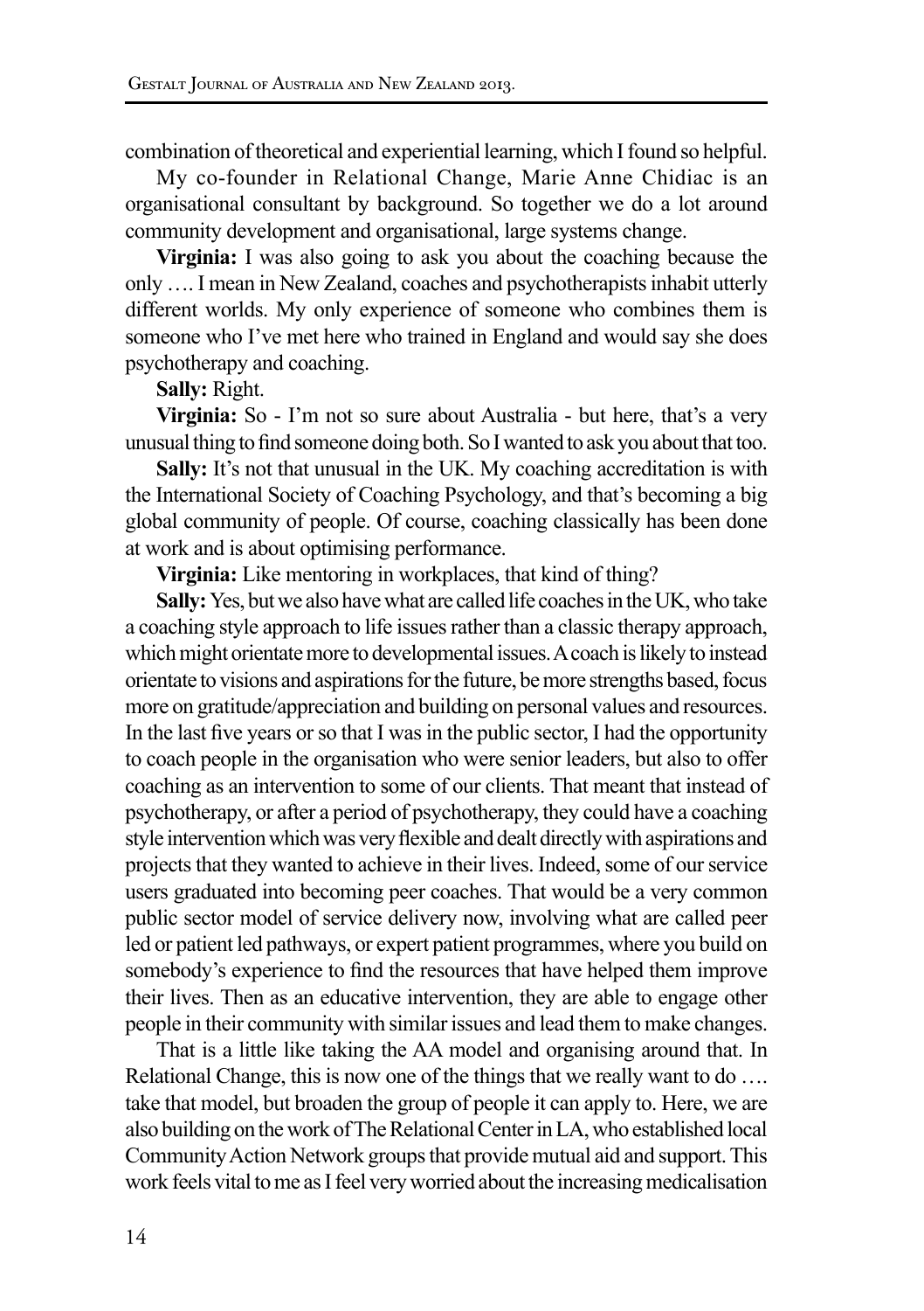combination of theoretical and experiential learning, which I found so helpful.

My co-founder in Relational Change, Marie Anne Chidiac is an organisational consultant by background. So together we do a lot around community development and organisational, large systems change.

**Virginia:** I was also going to ask you about the coaching because the only …. I mean in New Zealand, coaches and psychotherapists inhabit utterly different worlds. My only experience of someone who combines them is someone who I've met here who trained in England and would say she does psychotherapy and coaching.

**Sally:** Right.

**Virginia:** So - I'm not so sure about Australia - but here, that's a very unusual thing to find someone doing both. So I wanted to ask you about that too.

**Sally:** It's not that unusual in the UK. My coaching accreditation is with the International Society of Coaching Psychology, and that's becoming a big global community of people. Of course, coaching classically has been done at work and is about optimising performance.

**Virginia:** Like mentoring in workplaces, that kind of thing?

**Sally:** Yes, but we also have what are called life coaches in the UK, who take a coaching style approach to life issues rather than a classic therapy approach, which might orientate more to developmental issues. A coach is likely to instead orientate to visions and aspirations for the future, be more strengths based, focus more on gratitude/appreciation and building on personal values and resources. In the last five years or so that I was in the public sector, I had the opportunity to coach people in the organisation who were senior leaders, but also to offer coaching as an intervention to some of our clients. That meant that instead of psychotherapy, or after a period of psychotherapy, they could have a coaching style intervention which was very flexible and dealt directly with aspirations and projects that they wanted to achieve in their lives. Indeed, some of our service users graduated into becoming peer coaches. That would be a very common public sector model of service delivery now, involving what are called peer led or patient led pathways, or expert patient programmes, where you build on somebody's experience to find the resources that have helped them improve their lives. Then as an educative intervention, they are able to engage other people in their community with similar issues and lead them to make changes.

That is a little like taking the AA model and organising around that. In Relational Change, this is now one of the things that we really want to do …. take that model, but broaden the group of people it can apply to. Here, we are also building on the work of The Relational Center in LA, who established local Community Action Network groups that provide mutual aid and support. This work feels vital to me as I feel very worried about the increasing medicalisation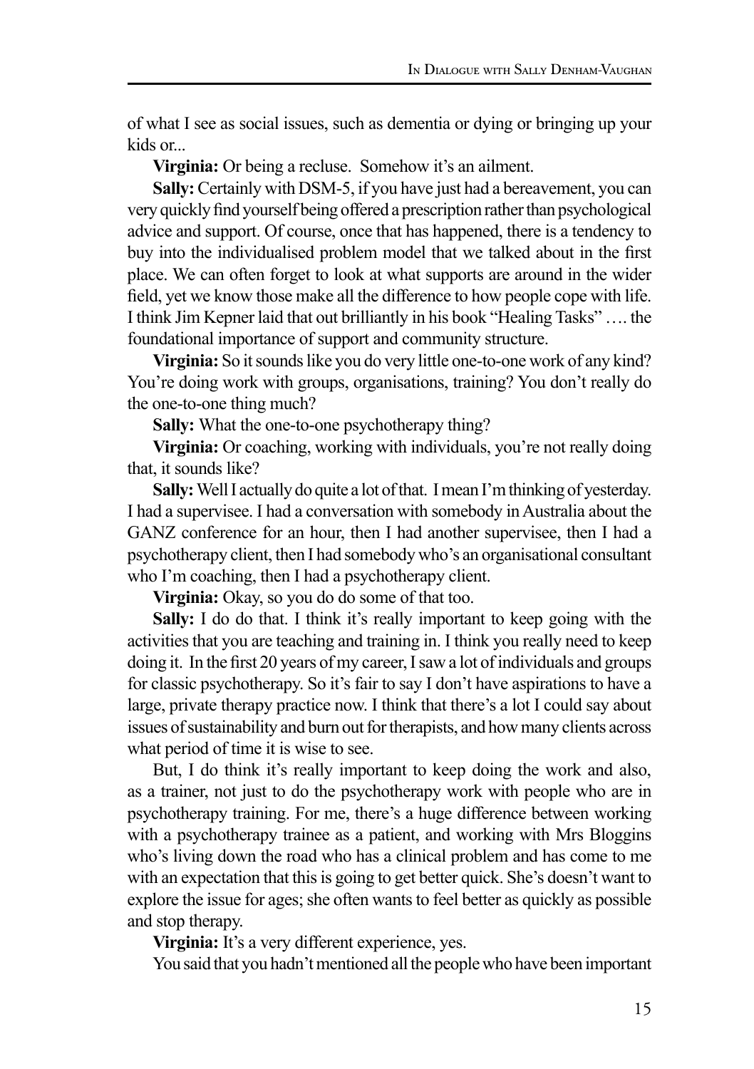of what I see as social issues, such as dementia or dying or bringing up your kids or...

**Virginia:** Or being a recluse. Somehow it's an ailment.

**Sally:** Certainly with DSM-5, if you have just had a bereavement, you can very quickly find yourself being offered a prescription rather than psychological advice and support. Of course, once that has happened, there is a tendency to buy into the individualised problem model that we talked about in the first place. We can often forget to look at what supports are around in the wider field, yet we know those make all the difference to how people cope with life. I think Jim Kepner laid that out brilliantly in his book "Healing Tasks" …. the foundational importance of support and community structure.

**Virginia:** So it sounds like you do very little one-to-one work of any kind? You're doing work with groups, organisations, training? You don't really do the one-to-one thing much?

**Sally:** What the one-to-one psychotherapy thing?

**Virginia:** Or coaching, working with individuals, you're not really doing that, it sounds like?

**Sally:** Well I actually do quite a lot of that. I mean I'm thinking of yesterday. I had a supervisee. I had a conversation with somebody in Australia about the GANZ conference for an hour, then I had another supervisee, then I had a psychotherapy client, then I had somebody who's an organisational consultant who I'm coaching, then I had a psychotherapy client.

**Virginia:** Okay, so you do do some of that too.

**Sally:** I do do that. I think it's really important to keep going with the activities that you are teaching and training in. I think you really need to keep doing it. In the first 20 years of my career, I saw a lot of individuals and groups for classic psychotherapy. So it's fair to say I don't have aspirations to have a large, private therapy practice now. I think that there's a lot I could say about issues of sustainability and burn out for therapists, and how many clients across what period of time it is wise to see.

But, I do think it's really important to keep doing the work and also, as a trainer, not just to do the psychotherapy work with people who are in psychotherapy training. For me, there's a huge difference between working with a psychotherapy trainee as a patient, and working with Mrs Bloggins who's living down the road who has a clinical problem and has come to me with an expectation that this is going to get better quick. She's doesn't want to explore the issue for ages; she often wants to feel better as quickly as possible and stop therapy.

**Virginia:** It's a very different experience, yes.

You said that you hadn't mentioned all the people who have been important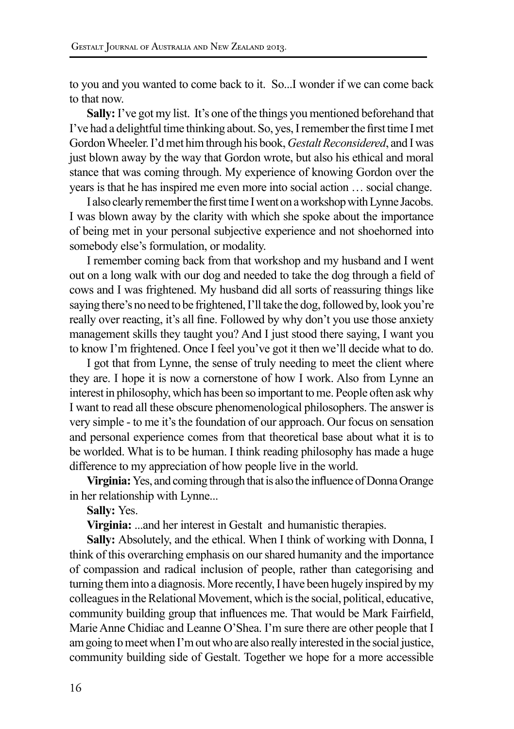to you and you wanted to come back to it. So...I wonder if we can come back to that now.

**Sally:** I've got my list. It's one of the things you mentioned beforehand that I've had a delightful time thinking about. So, yes, I remember the first time I met Gordon Wheeler. I'd met him through his book, *Gestalt Reconsidered*, and I was just blown away by the way that Gordon wrote, but also his ethical and moral stance that was coming through. My experience of knowing Gordon over the years is that he has inspired me even more into social action … social change.

I also clearly remember the first time I went on a workshop with Lynne Jacobs. I was blown away by the clarity with which she spoke about the importance of being met in your personal subjective experience and not shoehorned into somebody else's formulation, or modality.

I remember coming back from that workshop and my husband and I went out on a long walk with our dog and needed to take the dog through a field of cows and I was frightened. My husband did all sorts of reassuring things like saying there's no need to be frightened, I'll take the dog, followed by, look you're really over reacting, it's all fine. Followed by why don't you use those anxiety management skills they taught you? And I just stood there saying, I want you to know I'm frightened. Once I feel you've got it then we'll decide what to do.

I got that from Lynne, the sense of truly needing to meet the client where they are. I hope it is now a cornerstone of how I work. Also from Lynne an interest in philosophy, which has been so important to me. People often ask why I want to read all these obscure phenomenological philosophers. The answer is very simple - to me it's the foundation of our approach. Our focus on sensation and personal experience comes from that theoretical base about what it is to be worlded. What is to be human. I think reading philosophy has made a huge difference to my appreciation of how people live in the world.

**Virginia:** Yes, and coming through that is also the influence of Donna Orange in her relationship with Lynne...

**Sally:** Yes.

**Virginia:** ...and her interest in Gestalt and humanistic therapies.

**Sally:** Absolutely, and the ethical. When I think of working with Donna, I think of this overarching emphasis on our shared humanity and the importance of compassion and radical inclusion of people, rather than categorising and turning them into a diagnosis. More recently, I have been hugely inspired by my colleagues in the Relational Movement, which is the social, political, educative, community building group that influences me. That would be Mark Fairfield, Marie Anne Chidiac and Leanne O'Shea. I'm sure there are other people that I am going to meet when I'm out who are also really interested in the social justice, community building side of Gestalt. Together we hope for a more accessible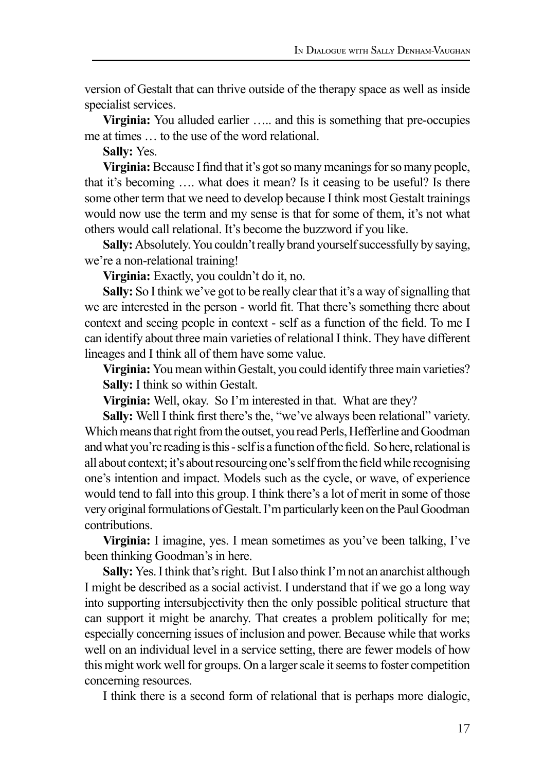version of Gestalt that can thrive outside of the therapy space as well as inside specialist services.

**Virginia:** You alluded earlier ….. and this is something that pre-occupies me at times … to the use of the word relational.

**Sally:** Yes.

**Virginia:** Because I find that it's got so many meanings for so many people, that it's becoming …. what does it mean? Is it ceasing to be useful? Is there some other term that we need to develop because I think most Gestalt trainings would now use the term and my sense is that for some of them, it's not what others would call relational. It's become the buzzword if you like.

**Sally:** Absolutely. You couldn't really brand yourself successfully by saying, we're a non-relational training!

**Virginia:** Exactly, you couldn't do it, no.

**Sally:** So I think we've got to be really clear that it's a way of signalling that we are interested in the person - world fit. That there's something there about context and seeing people in context - self as a function of the field. To me I can identify about three main varieties of relational I think. They have different lineages and I think all of them have some value.

**Virginia:** You mean within Gestalt, you could identify three main varieties?

**Sally:** I think so within Gestalt.

**Virginia:** Well, okay. So I'm interested in that. What are they?

**Sally:** Well I think first there's the, "we've always been relational" variety. Which means that right from the outset, you read Perls, Hefferline and Goodman and what you're reading is this - self is a function of the field. So here, relational is all about context; it's about resourcing one's self from the field while recognising one's intention and impact. Models such as the cycle, or wave, of experience would tend to fall into this group. I think there's a lot of merit in some of those very original formulations of Gestalt. I'm particularly keen on the Paul Goodman contributions.

**Virginia:** I imagine, yes. I mean sometimes as you've been talking, I've been thinking Goodman's in here.

**Sally:** Yes. I think that's right. But I also think I'm not an anarchist although I might be described as a social activist. I understand that if we go a long way into supporting intersubjectivity then the only possible political structure that can support it might be anarchy. That creates a problem politically for me; especially concerning issues of inclusion and power. Because while that works well on an individual level in a service setting, there are fewer models of how this might work well for groups. On a larger scale it seems to foster competition concerning resources.

I think there is a second form of relational that is perhaps more dialogic,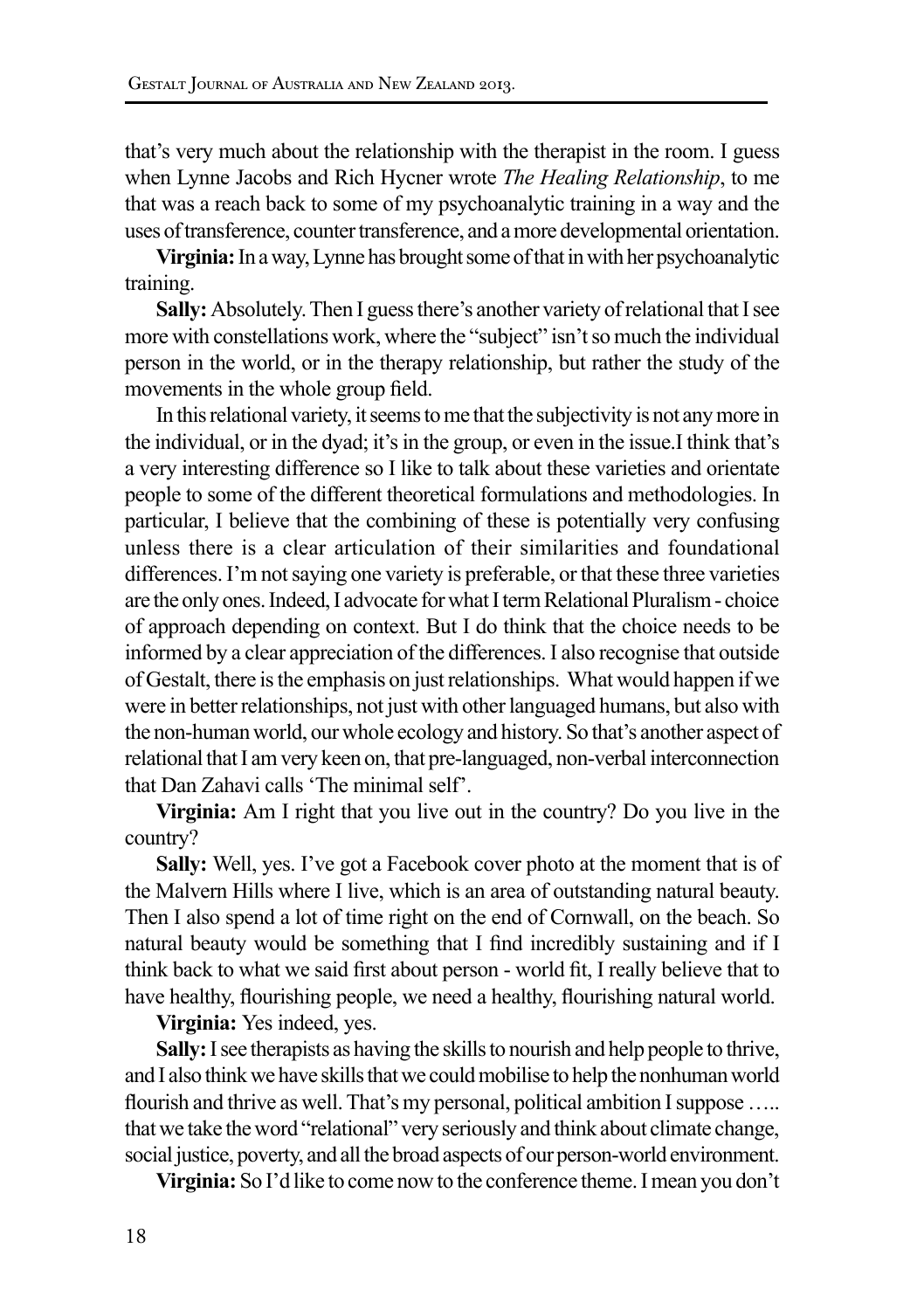that's very much about the relationship with the therapist in the room. I guess when Lynne Jacobs and Rich Hycner wrote *The Healing Relationship*, to me that was a reach back to some of my psychoanalytic training in a way and the uses of transference, counter transference, and a more developmental orientation.

**Virginia:** In a way, Lynne has brought some of that in with her psychoanalytic training.

**Sally:** Absolutely. Then I guess there's another variety of relational that I see more with constellations work, where the "subject" isn't so much the individual person in the world, or in the therapy relationship, but rather the study of the movements in the whole group field.

In this relational variety, it seems to me that the subjectivity is not any more in the individual, or in the dyad; it's in the group, or even in the issue.I think that's a very interesting difference so I like to talk about these varieties and orientate people to some of the different theoretical formulations and methodologies. In particular, I believe that the combining of these is potentially very confusing unless there is a clear articulation of their similarities and foundational differences. I'm not saying one variety is preferable, or that these three varieties are the only ones. Indeed, I advocate for what I term Relational Pluralism - choice of approach depending on context. But I do think that the choice needs to be informed by a clear appreciation of the differences. I also recognise that outside of Gestalt, there is the emphasis on just relationships. What would happen if we were in better relationships, not just with other languaged humans, but also with the non-human world, our whole ecology and history. So that's another aspect of relational that I am very keen on, that pre-languaged, non-verbal interconnection that Dan Zahavi calls 'The minimal self'.

**Virginia:** Am I right that you live out in the country? Do you live in the country?

**Sally:** Well, yes. I've got a Facebook cover photo at the moment that is of the Malvern Hills where I live, which is an area of outstanding natural beauty. Then I also spend a lot of time right on the end of Cornwall, on the beach. So natural beauty would be something that I find incredibly sustaining and if I think back to what we said first about person - world fit, I really believe that to have healthy, flourishing people, we need a healthy, flourishing natural world.

**Virginia:** Yes indeed, yes.

**Sally:** I see therapists as having the skills to nourish and help people to thrive, and I also think we have skills that we could mobilise to help the nonhuman world flourish and thrive as well. That's my personal, political ambition I suppose ….. that we take the word "relational" very seriously and think about climate change, social justice, poverty, and all the broad aspects of our person-world environment.

**Virginia:** So I'd like to come now to the conference theme. I mean you don't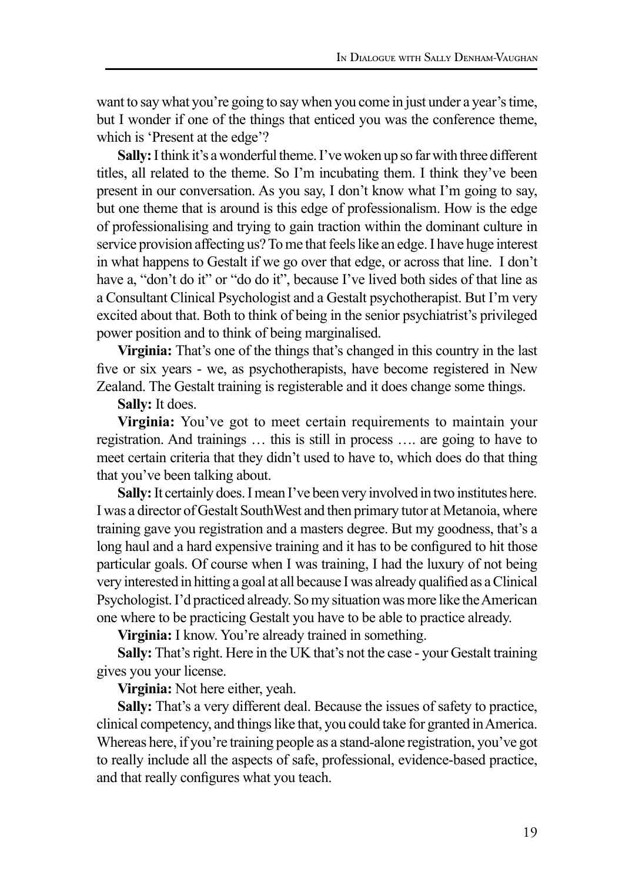want to say what you're going to say when you come in just under a year's time, but I wonder if one of the things that enticed you was the conference theme, which is 'Present at the edge'?

**Sally:** I think it's a wonderful theme. I've woken up so far with three different titles, all related to the theme. So I'm incubating them. I think they've been present in our conversation. As you say, I don't know what I'm going to say, but one theme that is around is this edge of professionalism. How is the edge of professionalising and trying to gain traction within the dominant culture in service provision affecting us? To me that feels like an edge. I have huge interest in what happens to Gestalt if we go over that edge, or across that line. I don't have a, "don't do it" or "do do it", because I've lived both sides of that line as a Consultant Clinical Psychologist and a Gestalt psychotherapist. But I'm very excited about that. Both to think of being in the senior psychiatrist's privileged power position and to think of being marginalised.

**Virginia:** That's one of the things that's changed in this country in the last five or six years - we, as psychotherapists, have become registered in New Zealand. The Gestalt training is registerable and it does change some things.

**Sally:** It does.

**Virginia:** You've got to meet certain requirements to maintain your registration. And trainings … this is still in process …. are going to have to meet certain criteria that they didn't used to have to, which does do that thing that you've been talking about.

**Sally:** It certainly does. I mean I've been very involved in two institutes here. I was a director of Gestalt SouthWest and then primary tutor at Metanoia, where training gave you registration and a masters degree. But my goodness, that's a long haul and a hard expensive training and it has to be configured to hit those particular goals. Of course when I was training, I had the luxury of not being very interested in hitting a goal at all because I was already qualified as a Clinical Psychologist. I'd practiced already. So my situation was more like the American one where to be practicing Gestalt you have to be able to practice already.

**Virginia:** I know. You're already trained in something.

**Sally:** That's right. Here in the UK that's not the case - your Gestalt training gives you your license.

**Virginia:** Not here either, yeah.

**Sally:** That's a very different deal. Because the issues of safety to practice, clinical competency, and things like that, you could take for granted in America. Whereas here, if you're training people as a stand-alone registration, you've got to really include all the aspects of safe, professional, evidence-based practice, and that really configures what you teach.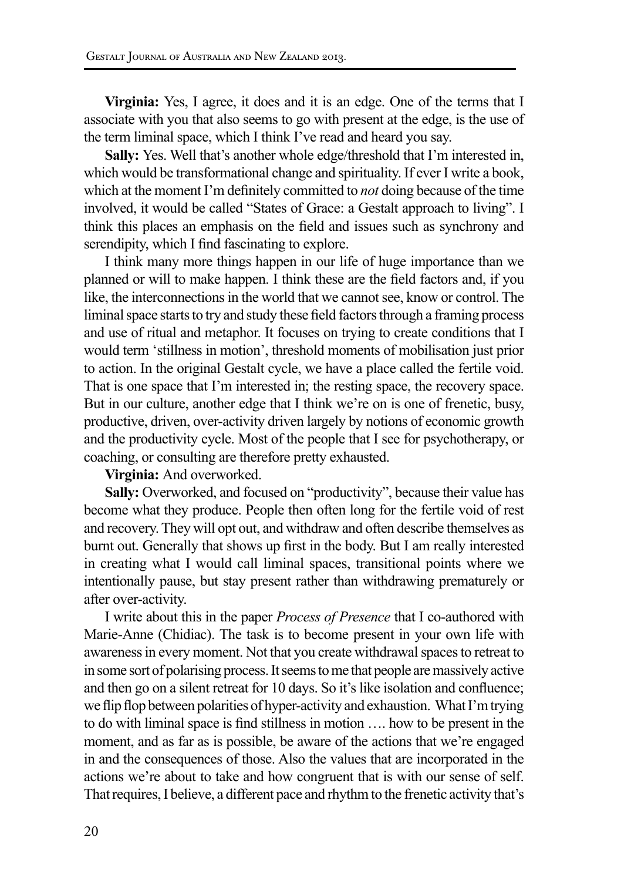**Virginia:** Yes, I agree, it does and it is an edge. One of the terms that I associate with you that also seems to go with present at the edge, is the use of the term liminal space, which I think I've read and heard you say.

**Sally:** Yes. Well that's another whole edge/threshold that I'm interested in, which would be transformational change and spirituality. If ever I write a book, which at the moment I'm definitely committed to *not* doing because of the time involved, it would be called "States of Grace: a Gestalt approach to living". I think this places an emphasis on the field and issues such as synchrony and serendipity, which I find fascinating to explore.

I think many more things happen in our life of huge importance than we planned or will to make happen. I think these are the field factors and, if you like, the interconnections in the world that we cannot see, know or control. The liminal space starts to try and study these field factors through a framing process and use of ritual and metaphor. It focuses on trying to create conditions that I would term 'stillness in motion', threshold moments of mobilisation just prior to action. In the original Gestalt cycle, we have a place called the fertile void. That is one space that I'm interested in; the resting space, the recovery space. But in our culture, another edge that I think we're on is one of frenetic, busy, productive, driven, over-activity driven largely by notions of economic growth and the productivity cycle. Most of the people that I see for psychotherapy, or coaching, or consulting are therefore pretty exhausted.

**Virginia:** And overworked.

**Sally:** Overworked, and focused on "productivity", because their value has become what they produce. People then often long for the fertile void of rest and recovery. They will opt out, and withdraw and often describe themselves as burnt out. Generally that shows up first in the body. But I am really interested in creating what I would call liminal spaces, transitional points where we intentionally pause, but stay present rather than withdrawing prematurely or after over-activity.

I write about this in the paper *Process of Presence* that I co-authored with Marie-Anne (Chidiac). The task is to become present in your own life with awareness in every moment. Not that you create withdrawal spaces to retreat to in some sort of polarising process. It seems to me that people are massively active and then go on a silent retreat for 10 days. So it's like isolation and confluence; we flip flop between polarities of hyper-activity and exhaustion. What I'm trying to do with liminal space is find stillness in motion …. how to be present in the moment, and as far as is possible, be aware of the actions that we're engaged in and the consequences of those. Also the values that are incorporated in the actions we're about to take and how congruent that is with our sense of self. That requires, I believe, a different pace and rhythm to the frenetic activity that's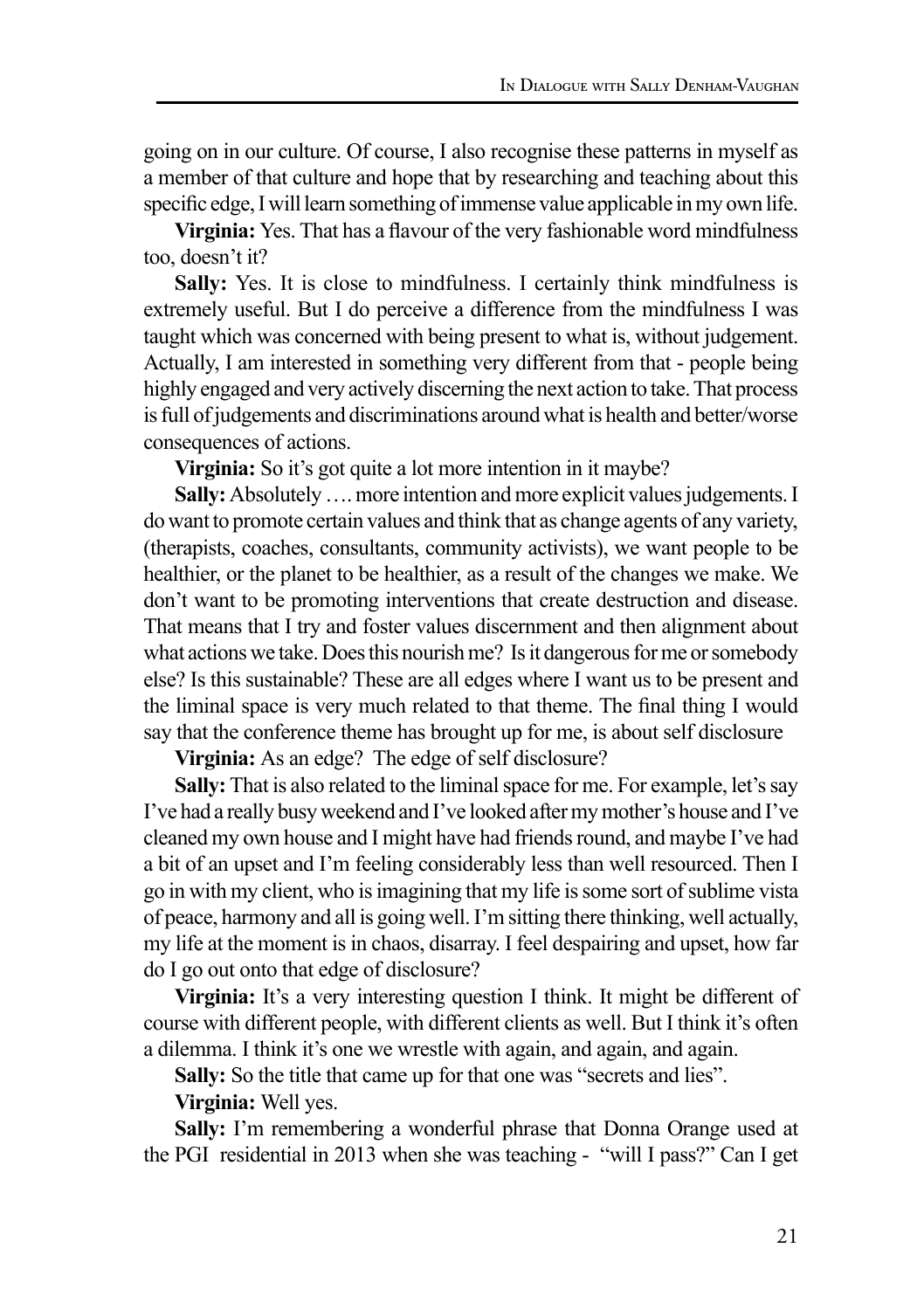going on in our culture. Of course, I also recognise these patterns in myself as a member of that culture and hope that by researching and teaching about this specific edge, I will learn something of immense value applicable in my own life.

**Virginia:** Yes. That has a flavour of the very fashionable word mindfulness too, doesn't it?

**Sally:** Yes. It is close to mindfulness. I certainly think mindfulness is extremely useful. But I do perceive a difference from the mindfulness I was taught which was concerned with being present to what is, without judgement. Actually, I am interested in something very different from that - people being highly engaged and very actively discerning the next action to take. That process is full of judgements and discriminations around what is health and better/worse consequences of actions.

**Virginia:** So it's got quite a lot more intention in it maybe?

**Sally:** Absolutely …. more intention and more explicit values judgements. I do want to promote certain values and think that as change agents of any variety, (therapists, coaches, consultants, community activists), we want people to be healthier, or the planet to be healthier, as a result of the changes we make. We don't want to be promoting interventions that create destruction and disease. That means that I try and foster values discernment and then alignment about what actions we take. Does this nourish me? Is it dangerous for me or somebody else? Is this sustainable? These are all edges where I want us to be present and the liminal space is very much related to that theme. The final thing I would say that the conference theme has brought up for me, is about self disclosure

**Virginia:** As an edge? The edge of self disclosure?

**Sally:** That is also related to the liminal space for me. For example, let's say I've had a really busy weekend and I've looked after my mother's house and I've cleaned my own house and I might have had friends round, and maybe I've had a bit of an upset and I'm feeling considerably less than well resourced. Then I go in with my client, who is imagining that my life is some sort of sublime vista of peace, harmony and all is going well. I'm sitting there thinking, well actually, my life at the moment is in chaos, disarray. I feel despairing and upset, how far do I go out onto that edge of disclosure?

**Virginia:** It's a very interesting question I think. It might be different of course with different people, with different clients as well. But I think it's often a dilemma. I think it's one we wrestle with again, and again, and again.

**Sally:** So the title that came up for that one was "secrets and lies".

**Virginia:** Well yes.

**Sally:** I'm remembering a wonderful phrase that Donna Orange used at the PGI residential in 2013 when she was teaching - "will I pass?" Can I get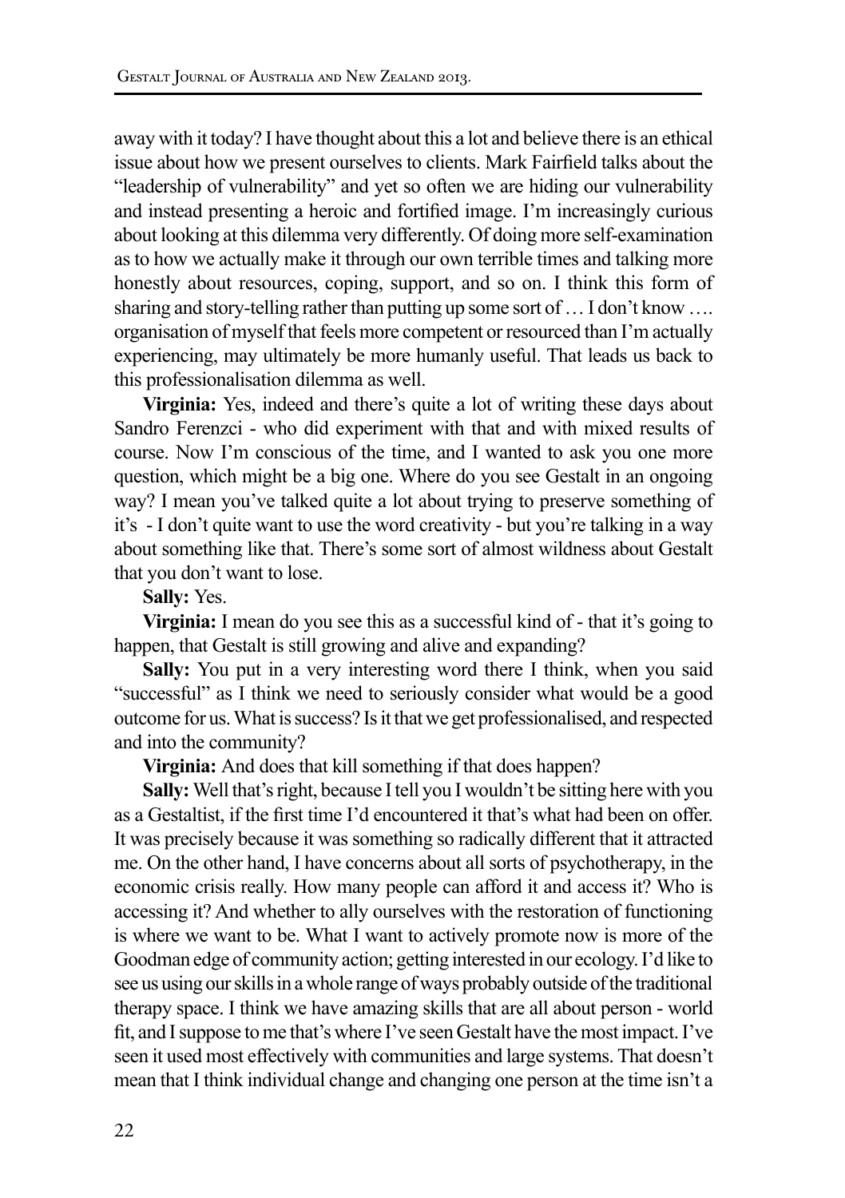away with it today? I have thought about this a lot and believe there is an ethical issue about how we present ourselves to clients. Mark Fairfield talks about the "leadership of vulnerability" and yet so often we are hiding our vulnerability and instead presenting a heroic and fortified image. I'm increasingly curious about looking at this dilemma very differently. Of doing more self-examination as to how we actually make it through our own terrible times and talking more honestly about resources, coping, support, and so on. I think this form of sharing and story-telling rather than putting up some sort of … I don't know …. organisation of myself that feels more competent or resourced than I'm actually experiencing, may ultimately be more humanly useful. That leads us back to this professionalisation dilemma as well.

**Virginia:** Yes, indeed and there's quite a lot of writing these days about Sandro Ferenzci - who did experiment with that and with mixed results of course. Now I'm conscious of the time, and I wanted to ask you one more question, which might be a big one. Where do you see Gestalt in an ongoing way? I mean you've talked quite a lot about trying to preserve something of it's - I don't quite want to use the word creativity - but you're talking in a way about something like that. There's some sort of almost wildness about Gestalt that you don't want to lose.

**Sally:** Yes.

**Virginia:** I mean do you see this as a successful kind of - that it's going to happen, that Gestalt is still growing and alive and expanding?

**Sally:** You put in a very interesting word there I think, when you said "successful" as I think we need to seriously consider what would be a good outcome for us. What is success? Is it that we get professionalised, and respected and into the community?

**Virginia:** And does that kill something if that does happen?

**Sally:** Well that's right, because I tell you I wouldn't be sitting here with you as a Gestaltist, if the first time I'd encountered it that's what had been on offer. It was precisely because it was something so radically different that it attracted me. On the other hand, I have concerns about all sorts of psychotherapy, in the economic crisis really. How many people can afford it and access it? Who is accessing it? And whether to ally ourselves with the restoration of functioning is where we want to be. What I want to actively promote now is more of the Goodman edge of community action; getting interested in our ecology. I'd like to see us using our skills in a whole range of ways probably outside of the traditional therapy space. I think we have amazing skills that are all about person - world fit, and I suppose to me that's where I've seen Gestalt have the most impact. I've seen it used most effectively with communities and large systems. That doesn't mean that I think individual change and changing one person at the time isn't a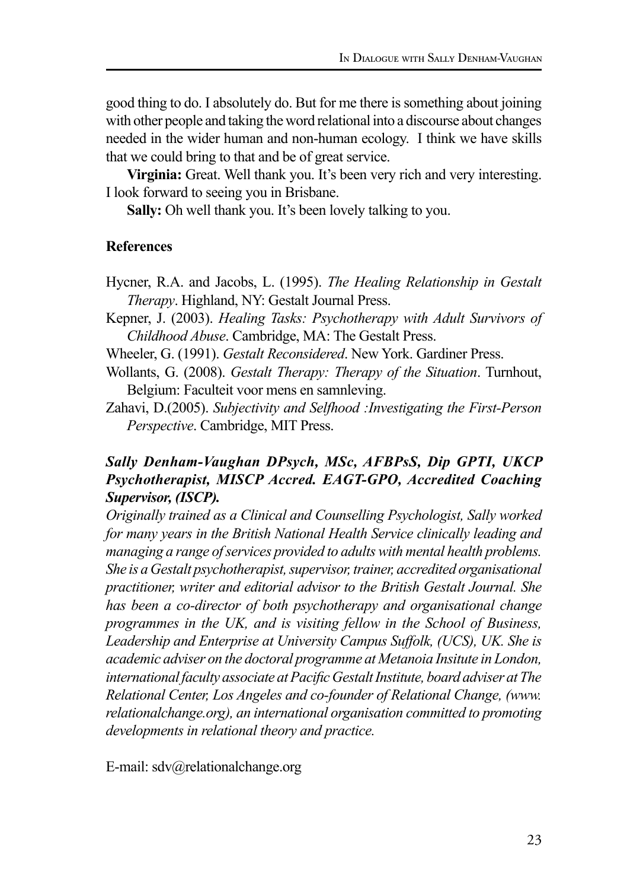good thing to do. I absolutely do. But for me there is something about joining with other people and taking the word relational into a discourse about changes needed in the wider human and non-human ecology. I think we have skills that we could bring to that and be of great service.

**Virginia:** Great. Well thank you. It's been very rich and very interesting. I look forward to seeing you in Brisbane.

**Sally:** Oh well thank you. It's been lovely talking to you.

## References

Hycner, R.A. and Jacobs, L. (1995). *The Healing Relationship in Gestalt Therapy*. Highland, NY: Gestalt Journal Press.

Kepner, J. (2003). *Healing Tasks: Psychotherapy with Adult Survivors of Childhood Abuse*. Cambridge, MA: The Gestalt Press.

Wheeler, G. (1991). *Gestalt Reconsidered*. New York. Gardiner Press.

Wollants, G. (2008). *Gestalt Therapy: Therapy of the Situation*. Turnhout, Belgium: Faculteit voor mens en samnleving.

Zahavi, D.(2005). *Subjectivity and Selfhood :Investigating the First-Person Perspective*. Cambridge, MIT Press.

***Sally Denham-Vaughan DPsych, MSc, AFBPsS, Dip GPTI, UKCP Psychotherapist, MISCP Accred. EAGT-GPO, Accredited Coaching Supervisor, (ISCP).***

*Originally trained as a Clinical and Counselling Psychologist, Sally worked for many years in the British National Health Service clinically leading and managing a range of services provided to adults with mental health problems. She is a Gestalt psychotherapist, supervisor, trainer, accredited organisational practitioner, writer and editorial advisor to the British Gestalt Journal. She has been a co-director of both psychotherapy and organisational change programmes in the UK, and is visiting fellow in the School of Business, Leadership and Enterprise at University Campus Suffolk, (UCS), UK. She is academic adviser on the doctoral programme at Metanoia Insitute in London, international faculty associate at Pacific Gestalt Institute, board adviser at The Relational Center, Los Angeles and co-founder of Relational Change, (www.relationalchange.org), an international organisation committed to promoting developments in relational theory and practice.*

E-mail: sdv@relationalchange.org